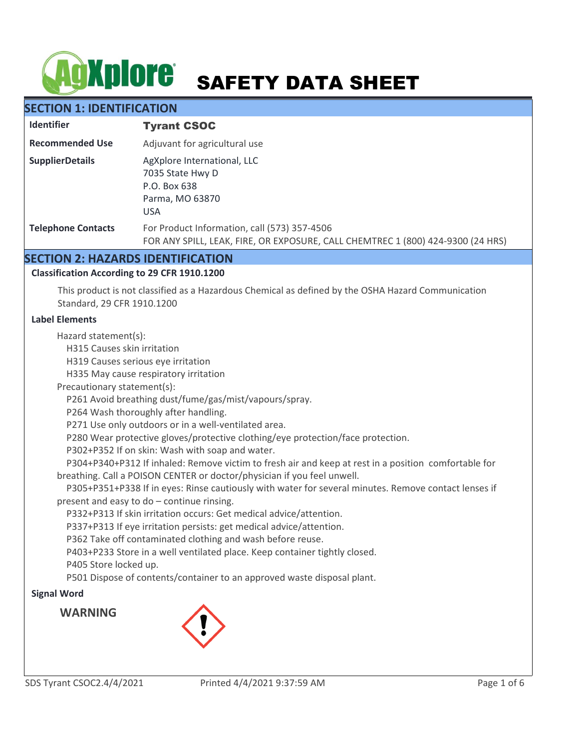# SAFETY DATA SHEET

## SECTION 1: IDENTIFICATION

| | |
|---|---|
| **Identifier** | **Tyrant CSOC** |
| **Recommended Use** | Adjuvant for agricultural use |
| **SupplierDetails** | AgXplore International, LLC<br>7035 State Hwy D<br>P.O. Box 638<br>Parma, MO 63870<br>USA |
| **Telephone Contacts** | For Product Information, call (573) 357-4506<br>FOR ANY SPILL, LEAK, FIRE, OR EXPOSURE, CALL CHEMTREC 1 (800) 424-9300 (24 HRS) |

## SECTION 2: HAZARDS IDENTIFICATION

**Classification According to 29 CFR 1910.1200**

This product is not classified as a Hazardous Chemical as defined by the OSHA Hazard Communication Standard, 29 CFR 1910.1200

**Label Elements**

Hazard statement(s):

- H315 Causes skin irritation
- H319 Causes serious eye irritation
- H335 May cause respiratory irritation

Precautionary statement(s):

- P261 Avoid breathing dust/fume/gas/mist/vapours/spray.
- P264 Wash thoroughly after handling.
- P271 Use only outdoors or in a well-ventilated area.
- P280 Wear protective gloves/protective clothing/eye protection/face protection.
- P302+P352 If on skin: Wash with soap and water.
- P304+P340+P312 If inhaled: Remove victim to fresh air and keep at rest in a position comfortable for breathing. Call a POISON CENTER or doctor/physician if you feel unwell.
- P305+P351+P338 If in eyes: Rinse cautiously with water for several minutes. Remove contact lenses if present and easy to do – continue rinsing.
- P332+P313 If skin irritation occurs: Get medical advice/attention.
- P337+P313 If eye irritation persists: get medical advice/attention.
- P362 Take off contaminated clothing and wash before reuse.
- P403+P233 Store in a well ventilated place. Keep container tightly closed.
- P405 Store locked up.
- P501 Dispose of contents/container to an approved waste disposal plant.

**Signal Word**

**WARNING**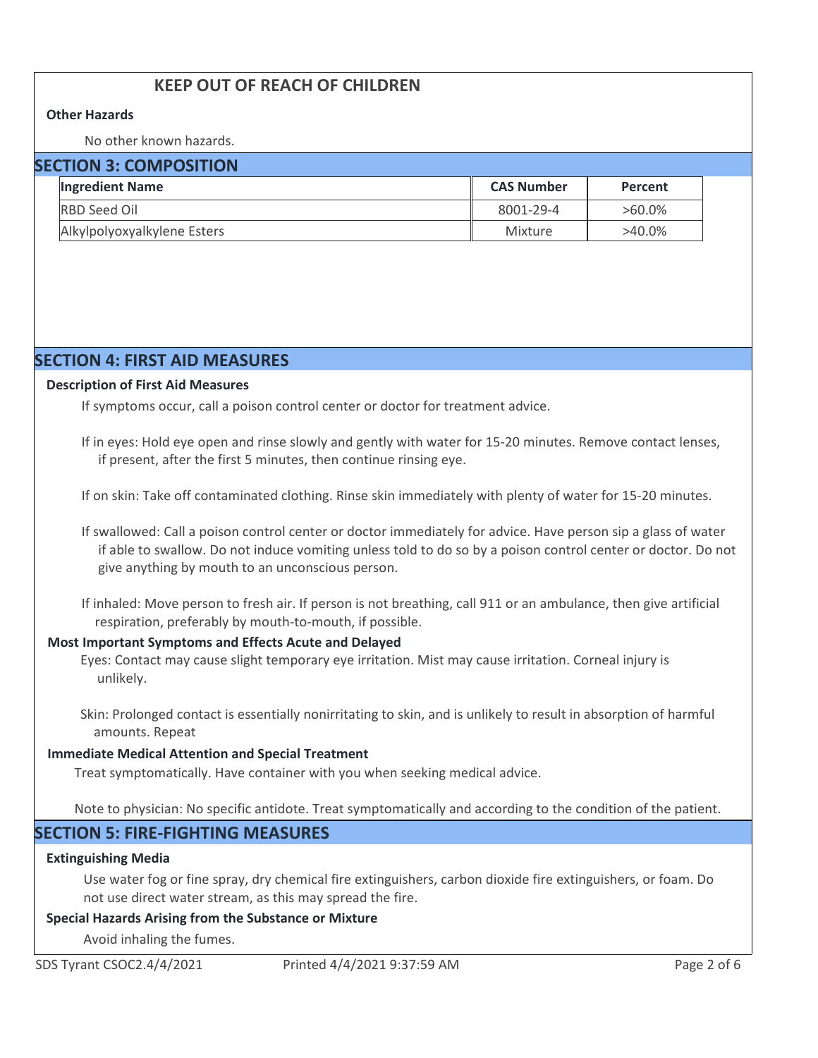**KEEP OUT OF REACH OF CHILDREN**

**Other Hazards**

No other known hazards.

## SECTION 3: COMPOSITION

| Ingredient Name | CAS Number | Percent |
|---|---|---|
| RBD Seed Oil | 8001-29-4 | >60.0% |
| Alkylpolyoxyalkylene Esters | Mixture | >40.0% |

## SECTION 4: FIRST AID MEASURES

**Description of First Aid Measures**

If symptoms occur, call a poison control center or doctor for treatment advice.

If in eyes: Hold eye open and rinse slowly and gently with water for 15-20 minutes. Remove contact lenses, if present, after the first 5 minutes, then continue rinsing eye.

If on skin: Take off contaminated clothing. Rinse skin immediately with plenty of water for 15-20 minutes.

If swallowed: Call a poison control center or doctor immediately for advice. Have person sip a glass of water if able to swallow. Do not induce vomiting unless told to do so by a poison control center or doctor. Do not give anything by mouth to an unconscious person.

If inhaled: Move person to fresh air. If person is not breathing, call 911 or an ambulance, then give artificial respiration, preferably by mouth-to-mouth, if possible.

**Most Important Symptoms and Effects Acute and Delayed**

Eyes: Contact may cause slight temporary eye irritation. Mist may cause irritation. Corneal injury is unlikely.

Skin: Prolonged contact is essentially nonirritating to skin, and is unlikely to result in absorption of harmful amounts. Repeat

**Immediate Medical Attention and Special Treatment**

Treat symptomatically. Have container with you when seeking medical advice.

Note to physician: No specific antidote. Treat symptomatically and according to the condition of the patient.

## SECTION 5: FIRE-FIGHTING MEASURES

**Extinguishing Media**

Use water fog or fine spray, dry chemical fire extinguishers, carbon dioxide fire extinguishers, or foam. Do not use direct water stream, as this may spread the fire.

**Special Hazards Arising from the Substance or Mixture**

Avoid inhaling the fumes.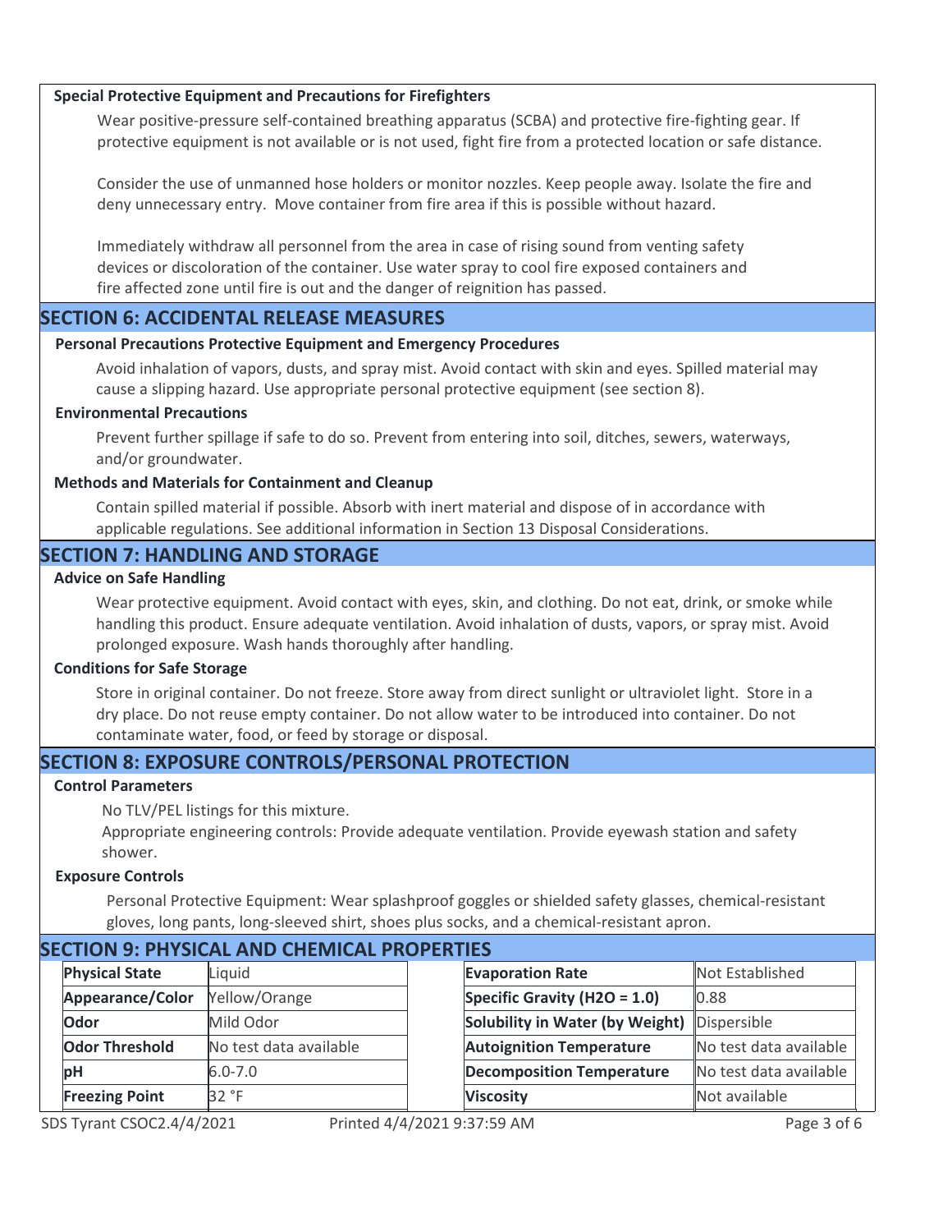**Special Protective Equipment and Precautions for Firefighters**

Wear positive-pressure self-contained breathing apparatus (SCBA) and protective fire-fighting gear. If protective equipment is not available or is not used, fight fire from a protected location or safe distance.

Consider the use of unmanned hose holders or monitor nozzles. Keep people away. Isolate the fire and deny unnecessary entry. Move container from fire area if this is possible without hazard.

Immediately withdraw all personnel from the area in case of rising sound from venting safety devices or discoloration of the container. Use water spray to cool fire exposed containers and fire affected zone until fire is out and the danger of reignition has passed.

## SECTION 6: ACCIDENTAL RELEASE MEASURES

**Personal Precautions Protective Equipment and Emergency Procedures**

Avoid inhalation of vapors, dusts, and spray mist. Avoid contact with skin and eyes. Spilled material may cause a slipping hazard. Use appropriate personal protective equipment (see section 8).

**Environmental Precautions**

Prevent further spillage if safe to do so. Prevent from entering into soil, ditches, sewers, waterways, and/or groundwater.

**Methods and Materials for Containment and Cleanup**

Contain spilled material if possible. Absorb with inert material and dispose of in accordance with applicable regulations. See additional information in Section 13 Disposal Considerations.

## SECTION 7: HANDLING AND STORAGE

**Advice on Safe Handling**

Wear protective equipment. Avoid contact with eyes, skin, and clothing. Do not eat, drink, or smoke while handling this product. Ensure adequate ventilation. Avoid inhalation of dusts, vapors, or spray mist. Avoid prolonged exposure. Wash hands thoroughly after handling.

**Conditions for Safe Storage**

Store in original container. Do not freeze. Store away from direct sunlight or ultraviolet light. Store in a dry place. Do not reuse empty container. Do not allow water to be introduced into container. Do not contaminate water, food, or feed by storage or disposal.

## SECTION 8: EXPOSURE CONTROLS/PERSONAL PROTECTION

**Control Parameters**

No TLV/PEL listings for this mixture.
Appropriate engineering controls: Provide adequate ventilation. Provide eyewash station and safety shower.

**Exposure Controls**

Personal Protective Equipment: Wear splashproof goggles or shielded safety glasses, chemical-resistant gloves, long pants, long-sleeved shirt, shoes plus socks, and a chemical-resistant apron.

## SECTION 9: PHYSICAL AND CHEMICAL PROPERTIES

| Property | Value |
|---|---|
| **Physical State** | Liquid |
| **Appearance/Color** | Yellow/Orange |
| **Odor** | Mild Odor |
| **Odor Threshold** | No test data available |
| **pH** | 6.0-7.0 |
| **Freezing Point** | 32 °F |

| Property | Value |
|---|---|
| **Evaporation Rate** | Not Established |
| **Specific Gravity ($H_2O$ = 1.0)** | 0.88 |
| **Solubility in Water (by Weight)** | Dispersible |
| **Autoignition Temperature** | No test data available |
| **Decomposition Temperature** | No test data available |
| **Viscosity** | Not available |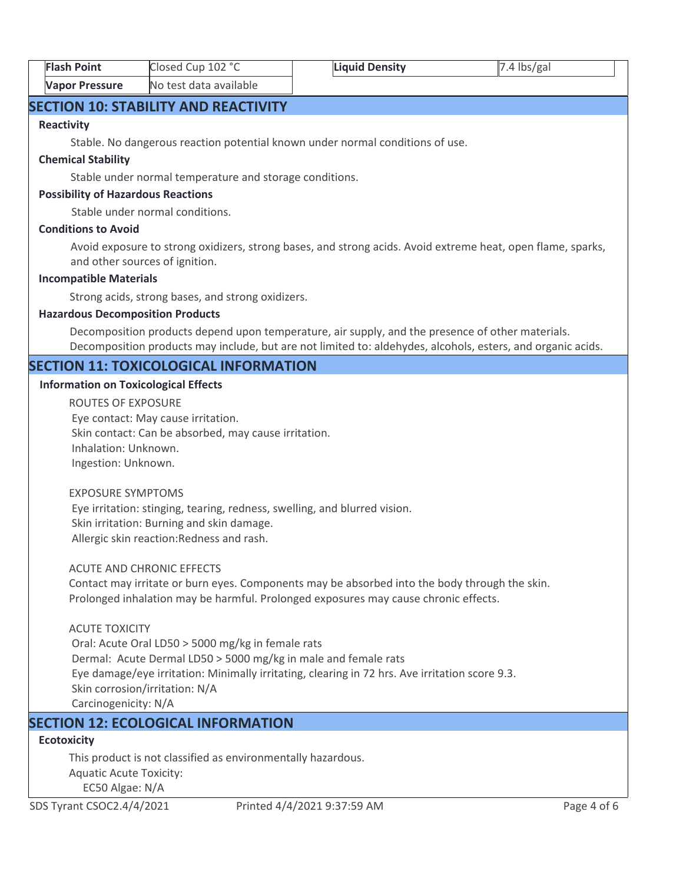| Flash Point | Closed Cup 102 °C | Liquid Density | 7.4 lbs/gal |
| --- | --- | --- | --- |
| Vapor Pressure | No test data available | | |

## SECTION 10: STABILITY AND REACTIVITY

### Reactivity

Stable. No dangerous reaction potential known under normal conditions of use.

### Chemical Stability

Stable under normal temperature and storage conditions.

### Possibility of Hazardous Reactions

Stable under normal conditions.

### Conditions to Avoid

Avoid exposure to strong oxidizers, strong bases, and strong acids. Avoid extreme heat, open flame, sparks, and other sources of ignition.

### Incompatible Materials

Strong acids, strong bases, and strong oxidizers.

### Hazardous Decomposition Products

Decomposition products depend upon temperature, air supply, and the presence of other materials.
Decomposition products may include, but are not limited to: aldehydes, alcohols, esters, and organic acids.

## SECTION 11: TOXICOLOGICAL INFORMATION

### Information on Toxicological Effects

ROUTES OF EXPOSURE
Eye contact: May cause irritation.
Skin contact: Can be absorbed, may cause irritation.
Inhalation: Unknown.
Ingestion: Unknown.

EXPOSURE SYMPTOMS
Eye irritation: stinging, tearing, redness, swelling, and blurred vision.
Skin irritation: Burning and skin damage.
Allergic skin reaction:Redness and rash.

ACUTE AND CHRONIC EFFECTS
Contact may irritate or burn eyes. Components may be absorbed into the body through the skin.
Prolonged inhalation may be harmful. Prolonged exposures may cause chronic effects.

ACUTE TOXICITY
Oral: Acute Oral LD50 > 5000 mg/kg in female rats
Dermal: Acute Dermal LD50 > 5000 mg/kg in male and female rats
Eye damage/eye irritation: Minimally irritating, clearing in 72 hrs. Ave irritation score 9.3.
Skin corrosion/irritation: N/A
Carcinogenicity: N/A

## SECTION 12: ECOLOGICAL INFORMATION

### Ecotoxicity

This product is not classified as environmentally hazardous.
Aquatic Acute Toxicity:
EC50 Algae: N/A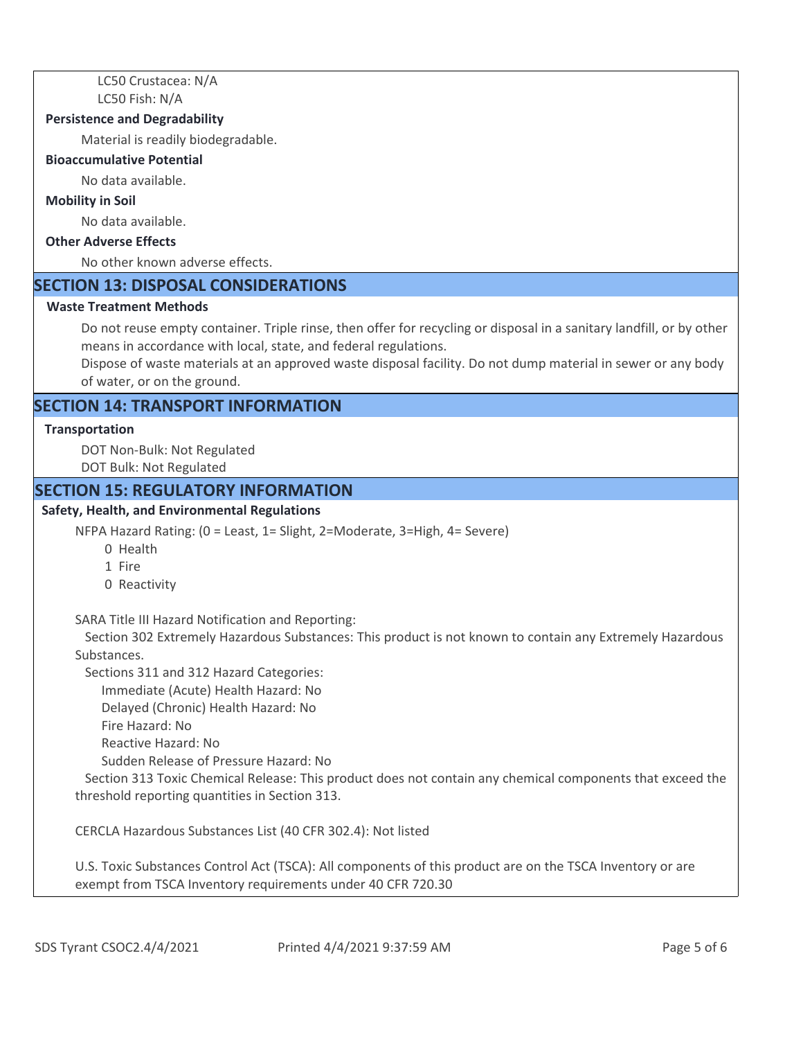LC50 Crustacea: N/A
LC50 Fish: N/A

**Persistence and Degradability**

Material is readily biodegradable.

**Bioaccumulative Potential**

No data available.

**Mobility in Soil**

No data available.

**Other Adverse Effects**

No other known adverse effects.

## SECTION 13: DISPOSAL CONSIDERATIONS

**Waste Treatment Methods**

Do not reuse empty container. Triple rinse, then offer for recycling or disposal in a sanitary landfill, or by other means in accordance with local, state, and federal regulations.
Dispose of waste materials at an approved waste disposal facility. Do not dump material in sewer or any body of water, or on the ground.

## SECTION 14: TRANSPORT INFORMATION

**Transportation**

DOT Non-Bulk: Not Regulated
DOT Bulk: Not Regulated

## SECTION 15: REGULATORY INFORMATION

**Safety, Health, and Environmental Regulations**

NFPA Hazard Rating: (0 = Least, 1= Slight, 2=Moderate, 3=High, 4= Severe)

- 0 Health
- 1 Fire
- 0 Reactivity

SARA Title III Hazard Notification and Reporting:

Section 302 Extremely Hazardous Substances: This product is not known to contain any Extremely Hazardous Substances.

Sections 311 and 312 Hazard Categories:

- Immediate (Acute) Health Hazard: No
- Delayed (Chronic) Health Hazard: No
- Fire Hazard: No
- Reactive Hazard: No
- Sudden Release of Pressure Hazard: No

Section 313 Toxic Chemical Release: This product does not contain any chemical components that exceed the threshold reporting quantities in Section 313.

CERCLA Hazardous Substances List (40 CFR 302.4): Not listed

U.S. Toxic Substances Control Act (TSCA): All components of this product are on the TSCA Inventory or are exempt from TSCA Inventory requirements under 40 CFR 720.30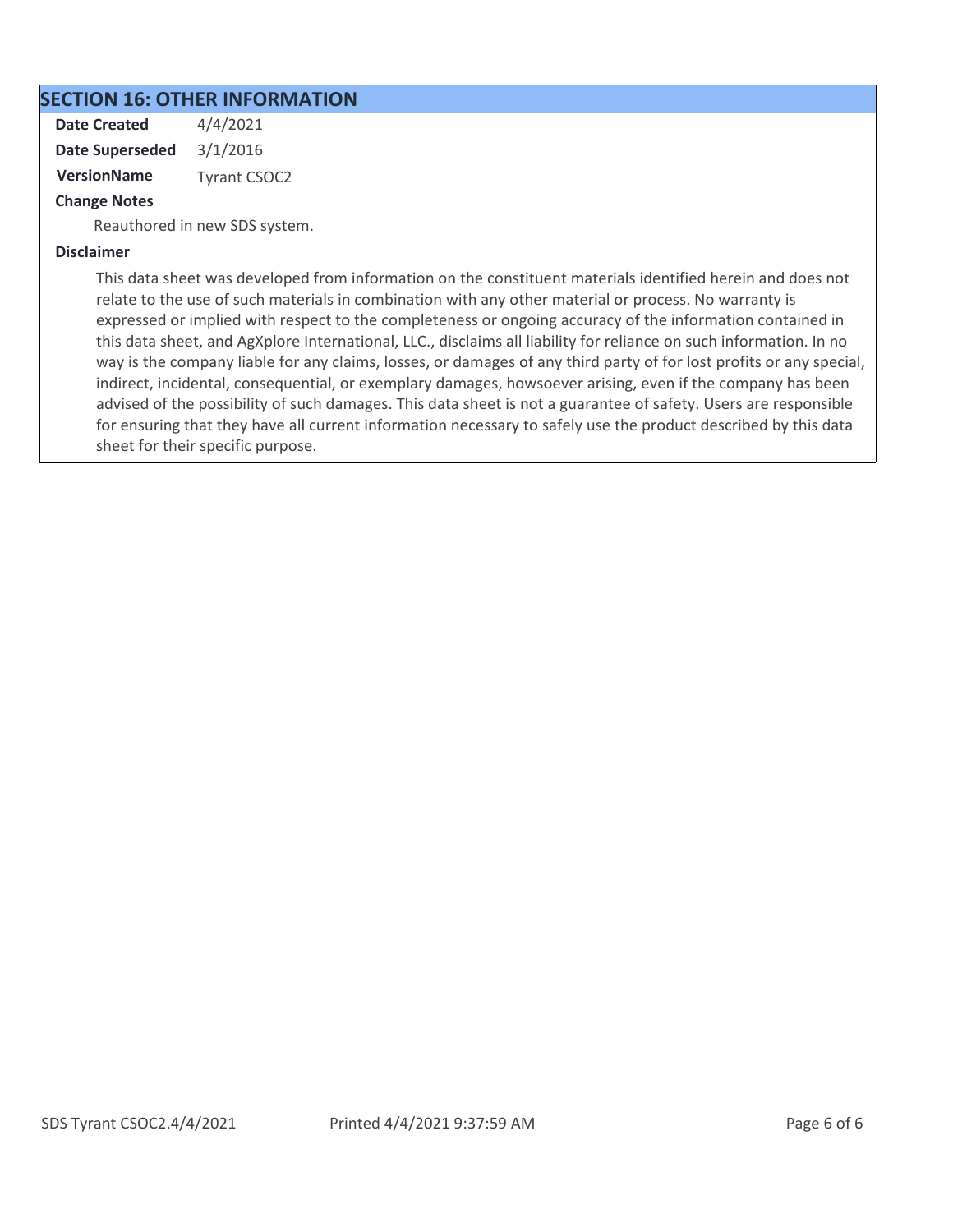## SECTION 16: OTHER INFORMATION

**Date Created** 4/4/2021

**Date Superseded** 3/1/2016

**VersionName** Tyrant CSOC2

**Change Notes**

Reauthored in new SDS system.

**Disclaimer**

This data sheet was developed from information on the constituent materials identified herein and does not relate to the use of such materials in combination with any other material or process. No warranty is expressed or implied with respect to the completeness or ongoing accuracy of the information contained in this data sheet, and AgXplore International, LLC., disclaims all liability for reliance on such information. In no way is the company liable for any claims, losses, or damages of any third party of for lost profits or any special, indirect, incidental, consequential, or exemplary damages, howsoever arising, even if the company has been advised of the possibility of such damages. This data sheet is not a guarantee of safety. Users are responsible for ensuring that they have all current information necessary to safely use the product described by this data sheet for their specific purpose.